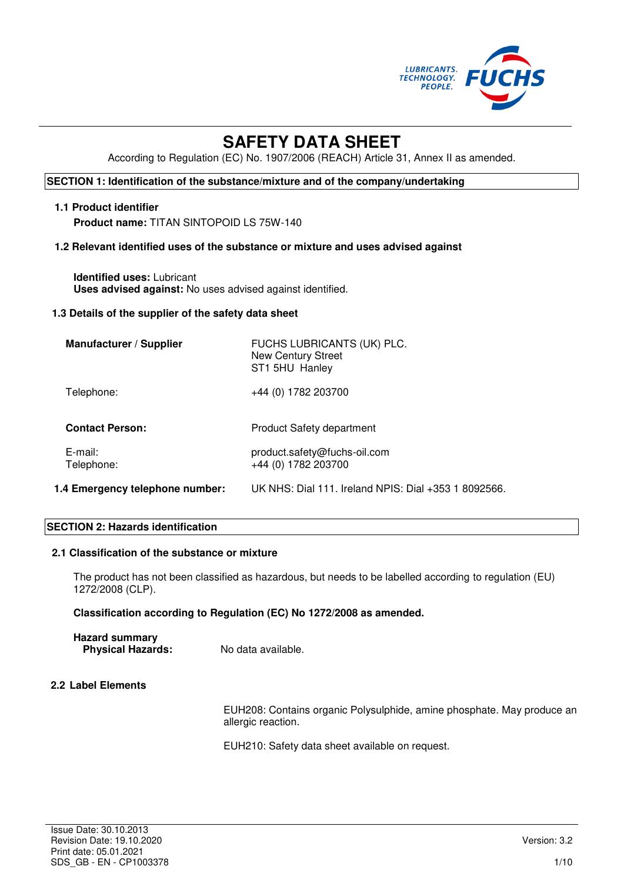# SAFETY DATA SHEET

According to Regulation (EC) No. 1907/2006 (REACH) Article 31, Annex II as amended.

## SECTION 1: Identification of the substance/mixture and of the company/undertaking

### 1.1 Product identifier

**Product name:** TITAN SINTOPOID LS 75W-140

### 1.2 Relevant identified uses of the substance or mixture and uses advised against

**Identified uses:** Lubricant
**Uses advised against:** No uses advised against identified.

### 1.3 Details of the supplier of the safety data sheet

| | |
|---|---|
| **Manufacturer / Supplier** | FUCHS LUBRICANTS (UK) PLC.<br>New Century Street<br>ST1 5HU Hanley |
| Telephone: | +44 (0) 1782 203700 |
| **Contact Person:** | Product Safety department |
| E-mail:<br>Telephone: | product.safety@fuchs-oil.com<br>+44 (0) 1782 203700 |

**1.4 Emergency telephone number:** UK NHS: Dial 111. Ireland NPIS: Dial +353 1 8092566.

## SECTION 2: Hazards identification

### 2.1 Classification of the substance or mixture

The product has not been classified as hazardous, but needs to be labelled according to regulation (EU) 1272/2008 (CLP).

**Classification according to Regulation (EC) No 1272/2008 as amended.**

**Hazard summary**
**Physical Hazards:** No data available.

### 2.2 Label Elements

EUH208: Contains organic Polysulphide, amine phosphate. May produce an allergic reaction.

EUH210: Safety data sheet available on request.

Issue Date: 30.10.2013
Revision Date: 19.10.2020
Print date: 05.01.2021
SDS_GB - EN - CP1003378
Version: 3.2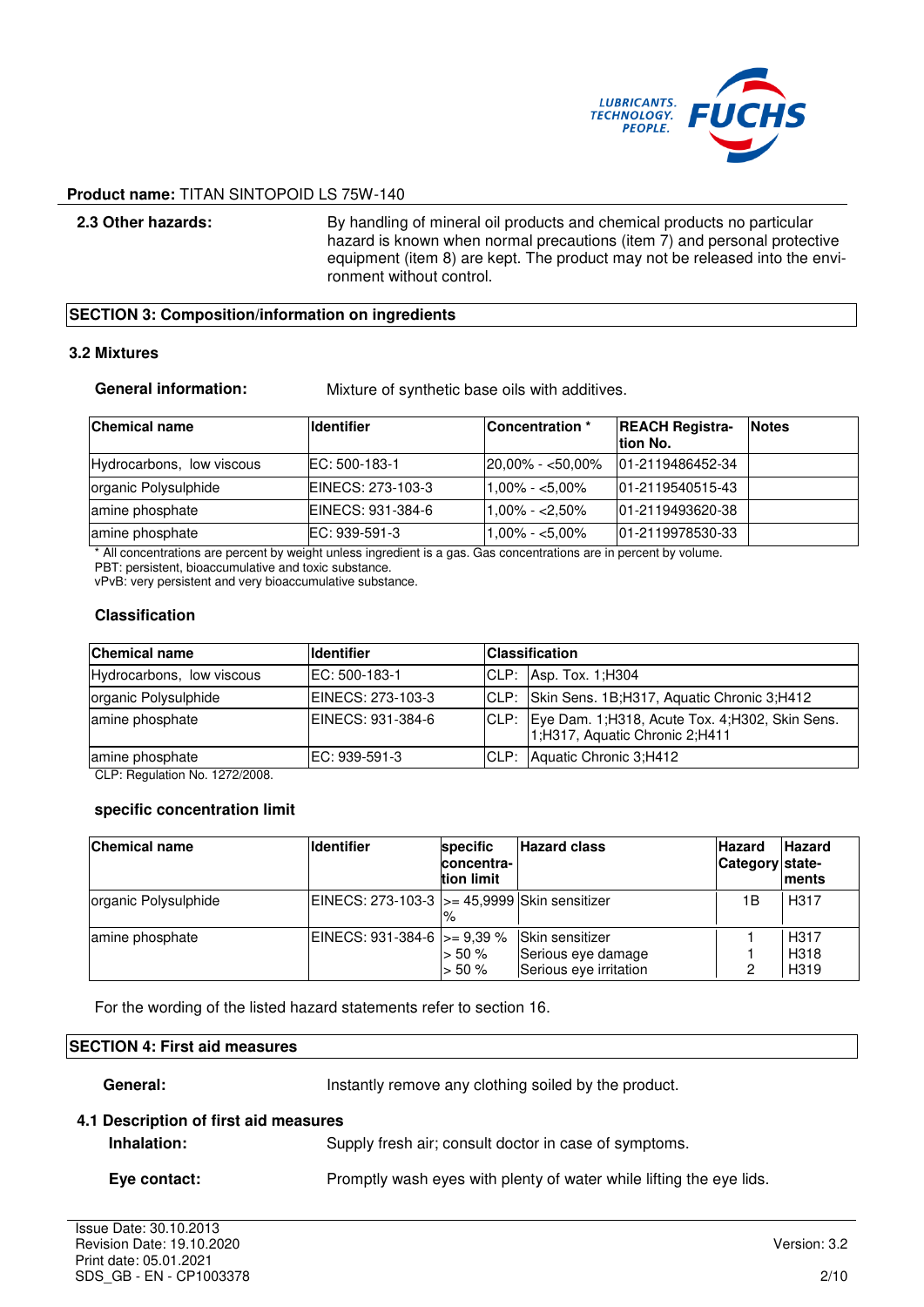**Product name:** TITAN SINTOPOID LS 75W-140

**2.3 Other hazards:** By handling of mineral oil products and chemical products no particular hazard is known when normal precautions (item 7) and personal protective equipment (item 8) are kept. The product may not be released into the environment without control.

## SECTION 3: Composition/information on ingredients

### 3.2 Mixtures

**General information:** Mixture of synthetic base oils with additives.

| Chemical name | Identifier | Concentration * | REACH Registration No. | Notes |
|---|---|---|---|---|
| Hydrocarbons, low viscous | EC: 500-183-1 | 20,00% - <50,00% | 01-2119486452-34 | |
| organic Polysulphide | EINECS: 273-103-3 | 1,00% - <5,00% | 01-2119540515-43 | |
| amine phosphate | EINECS: 931-384-6 | 1,00% - <2,50% | 01-2119493620-38 | |
| amine phosphate | EC: 939-591-3 | 1,00% - <5,00% | 01-2119978530-33 | |

* All concentrations are percent by weight unless ingredient is a gas. Gas concentrations are in percent by volume.
PBT: persistent, bioaccumulative and toxic substance.
vPvB: very persistent and very bioaccumulative substance.

**Classification**

| Chemical name | Identifier | Classification | |
|---|---|---|---|
| Hydrocarbons, low viscous | EC: 500-183-1 | CLP: | Asp. Tox. 1;H304 |
| organic Polysulphide | EINECS: 273-103-3 | CLP: | Skin Sens. 1B;H317, Aquatic Chronic 3;H412 |
| amine phosphate | EINECS: 931-384-6 | CLP: | Eye Dam. 1;H318, Acute Tox. 4;H302, Skin Sens. 1;H317, Aquatic Chronic 2;H411 |
| amine phosphate | EC: 939-591-3 | CLP: | Aquatic Chronic 3;H412 |

CLP: Regulation No. 1272/2008.

**specific concentration limit**

| Chemical name | Identifier | specific concentration limit | Hazard class | Hazard Category | Hazard statements |
|---|---|---|---|---|---|
| organic Polysulphide | EINECS: 273-103-3 | >= 45,9999 % | Skin sensitizer | 1B | H317 |
| amine phosphate | EINECS: 931-384-6 | >= 9,39 %<br>> 50 %<br>> 50 % | Skin sensitizer<br>Serious eye damage<br>Serious eye irritation | 1<br>1<br>2 | H317<br>H318<br>H319 |

For the wording of the listed hazard statements refer to section 16.

## SECTION 4: First aid measures

**General:** Instantly remove any clothing soiled by the product.

### 4.1 Description of first aid measures

**Inhalation:** Supply fresh air; consult doctor in case of symptoms.

**Eye contact:** Promptly wash eyes with plenty of water while lifting the eye lids.

Issue Date: 30.10.2013
Revision Date: 19.10.2020
Print date: 05.01.2021
SDS_GB - EN - CP1003378

Version: 3.2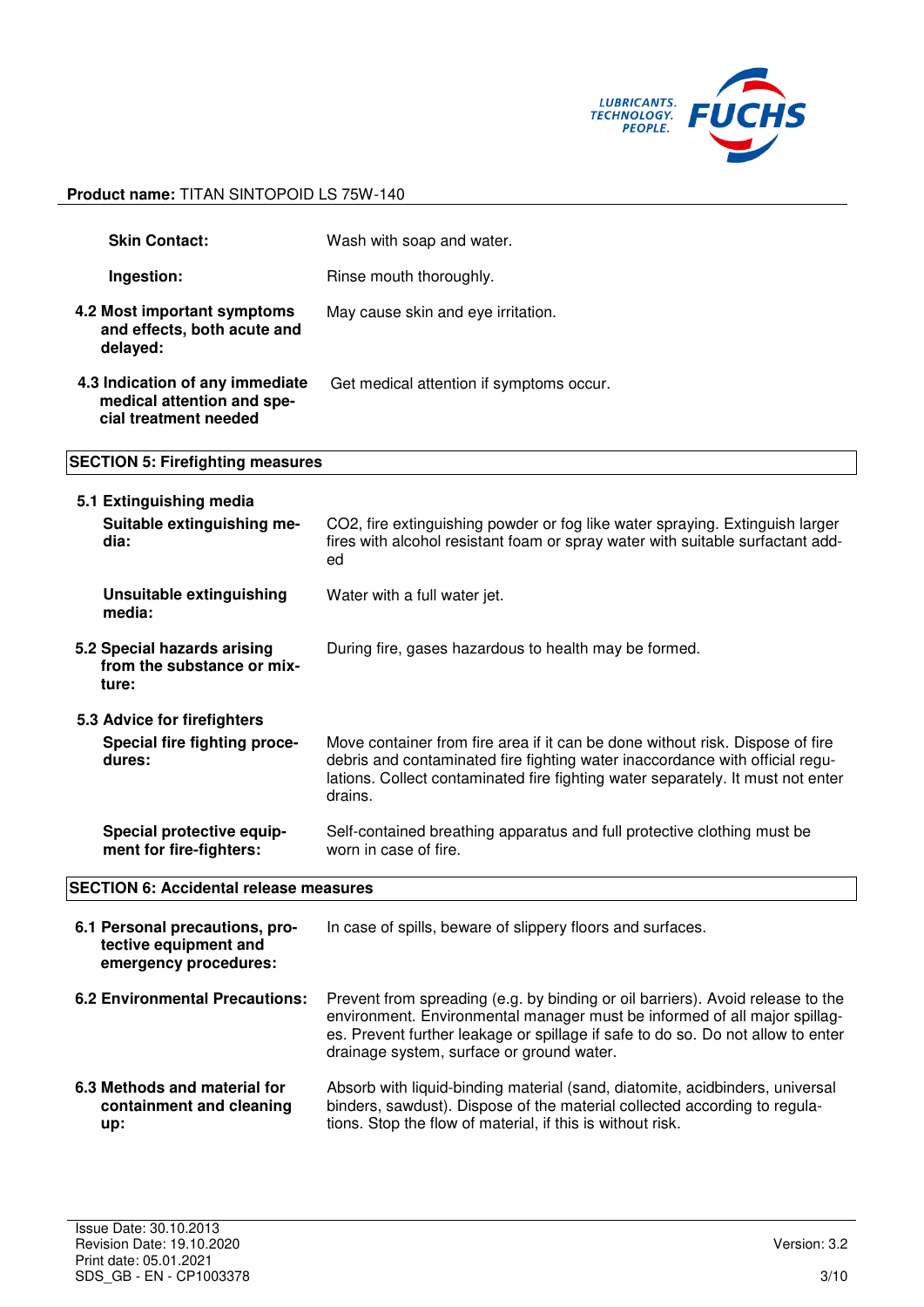**Skin Contact:** Wash with soap and water.

**Ingestion:** Rinse mouth thoroughly.

**4.2 Most important symptoms and effects, both acute and delayed:** May cause skin and eye irritation.

**4.3 Indication of any immediate medical attention and special treatment needed** Get medical attention if symptoms occur.

## SECTION 5: Firefighting measures

**5.1 Extinguishing media**

**Suitable extinguishing media:** $CO_2$, fire extinguishing powder or fog like water spraying. Extinguish larger fires with alcohol resistant foam or spray water with suitable surfactant added

**Unsuitable extinguishing media:** Water with a full water jet.

**5.2 Special hazards arising from the substance or mixture:** During fire, gases hazardous to health may be formed.

**5.3 Advice for firefighters**

**Special fire fighting procedures:** Move container from fire area if it can be done without risk. Dispose of fire debris and contaminated fire fighting water inaccordance with official regulations. Collect contaminated fire fighting water separately. It must not enter drains.

**Special protective equipment for fire-fighters:** Self-contained breathing apparatus and full protective clothing must be worn in case of fire.

## SECTION 6: Accidental release measures

**6.1 Personal precautions, protective equipment and emergency procedures:** In case of spills, beware of slippery floors and surfaces.

**6.2 Environmental Precautions:** Prevent from spreading (e.g. by binding or oil barriers). Avoid release to the environment. Environmental manager must be informed of all major spillages. Prevent further leakage or spillage if safe to do so. Do not allow to enter drainage system, surface or ground water.

**6.3 Methods and material for containment and cleaning up:** Absorb with liquid-binding material (sand, diatomite, acidbinders, universal binders, sawdust). Dispose of the material collected according to regulations. Stop the flow of material, if this is without risk.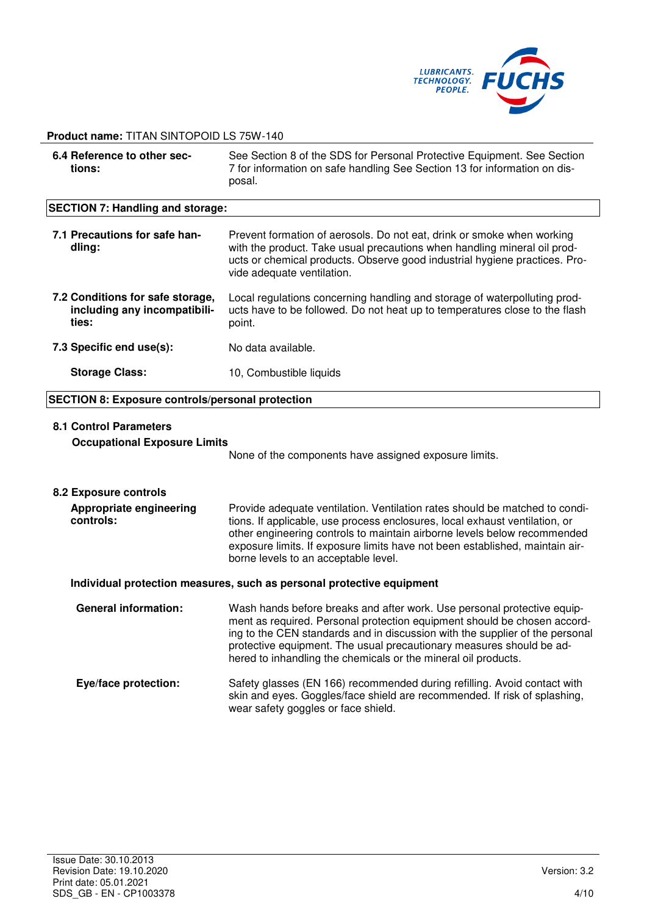**Product name:** TITAN SINTOPOID LS 75W-140

**6.4 Reference to other sections:** See Section 8 of the SDS for Personal Protective Equipment. See Section 7 for information on safe handling See Section 13 for information on disposal.

## SECTION 7: Handling and storage:

**7.1 Precautions for safe handling:** Prevent formation of aerosols. Do not eat, drink or smoke when working with the product. Take usual precautions when handling mineral oil products or chemical products. Observe good industrial hygiene practices. Provide adequate ventilation.

**7.2 Conditions for safe storage, including any incompatibilities:** Local regulations concerning handling and storage of waterpolluting products have to be followed. Do not heat up to temperatures close to the flash point.

**7.3 Specific end use(s):** No data available.

**Storage Class:** 10, Combustible liquids

## SECTION 8: Exposure controls/personal protection

### 8.1 Control Parameters

**Occupational Exposure Limits**

None of the components have assigned exposure limits.

### 8.2 Exposure controls

**Appropriate engineering controls:** Provide adequate ventilation. Ventilation rates should be matched to conditions. If applicable, use process enclosures, local exhaust ventilation, or other engineering controls to maintain airborne levels below recommended exposure limits. If exposure limits have not been established, maintain airborne levels to an acceptable level.

**Individual protection measures, such as personal protective equipment**

**General information:** Wash hands before breaks and after work. Use personal protective equipment as required. Personal protection equipment should be chosen according to the CEN standards and in discussion with the supplier of the personal protective equipment. The usual precautionary measures should be adhered to inhandling the chemicals or the mineral oil products.

**Eye/face protection:** Safety glasses (EN 166) recommended during refilling. Avoid contact with skin and eyes. Goggles/face shield are recommended. If risk of splashing, wear safety goggles or face shield.

Issue Date: 30.10.2013
Revision Date: 19.10.2020
Print date: 05.01.2021
SDS_GB - EN - CP1003378

Version: 3.2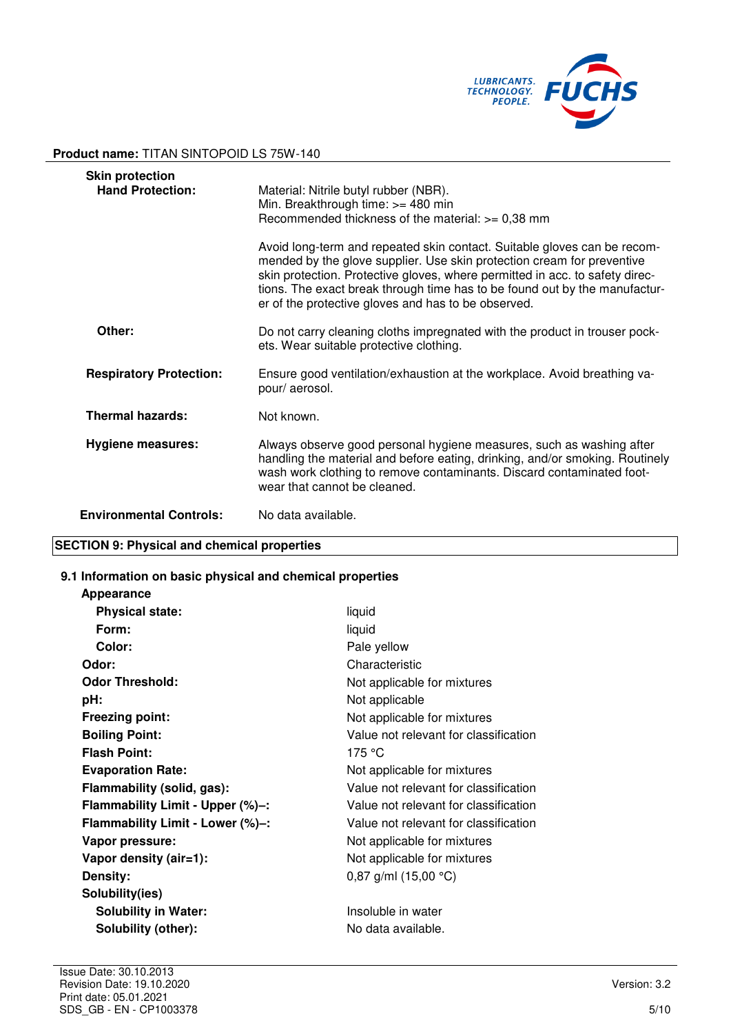**Product name:** TITAN SINTOPOID LS 75W-140

**Skin protection**

| | |
|---|---|
| **Hand Protection:** | Material: Nitrile butyl rubber (NBR).<br>Min. Breakthrough time: >= 480 min<br>Recommended thickness of the material: >= 0,38 mm<br><br>Avoid long-term and repeated skin contact. Suitable gloves can be recommended by the glove supplier. Use skin protection cream for preventive skin protection. Protective gloves, where permitted in acc. to safety directions. The exact break through time has to be found out by the manufacturer of the protective gloves and has to be observed. |
| **Other:** | Do not carry cleaning cloths impregnated with the product in trouser pockets. Wear suitable protective clothing. |
| **Respiratory Protection:** | Ensure good ventilation/exhaustion at the workplace. Avoid breathing vapour/ aerosol. |
| **Thermal hazards:** | Not known. |
| **Hygiene measures:** | Always observe good personal hygiene measures, such as washing after handling the material and before eating, drinking, and/or smoking. Routinely wash work clothing to remove contaminants. Discard contaminated footwear that cannot be cleaned. |
| **Environmental Controls:** | No data available. |

## SECTION 9: Physical and chemical properties

### 9.1 Information on basic physical and chemical properties

**Appearance**

| | |
|---|---|
| **Physical state:** | liquid |
| **Form:** | liquid |
| **Color:** | Pale yellow |
| **Odor:** | Characteristic |
| **Odor Threshold:** | Not applicable for mixtures |
| **pH:** | Not applicable |
| **Freezing point:** | Not applicable for mixtures |
| **Boiling Point:** | Value not relevant for classification |
| **Flash Point:** | 175 °C |
| **Evaporation Rate:** | Not applicable for mixtures |
| **Flammability (solid, gas):** | Value not relevant for classification |
| **Flammability Limit - Upper (%)–:** | Value not relevant for classification |
| **Flammability Limit - Lower (%)–:** | Value not relevant for classification |
| **Vapor pressure:** | Not applicable for mixtures |
| **Vapor density (air=1):** | Not applicable for mixtures |
| **Density:** | 0,87 g/ml (15,00 °C) |
| **Solubility(ies)** | |
| **Solubility in Water:** | Insoluble in water |
| **Solubility (other):** | No data available. |

Issue Date: 30.10.2013
Revision Date: 19.10.2020
Print date: 05.01.2021
SDS_GB - EN - CP1003378

Version: 3.2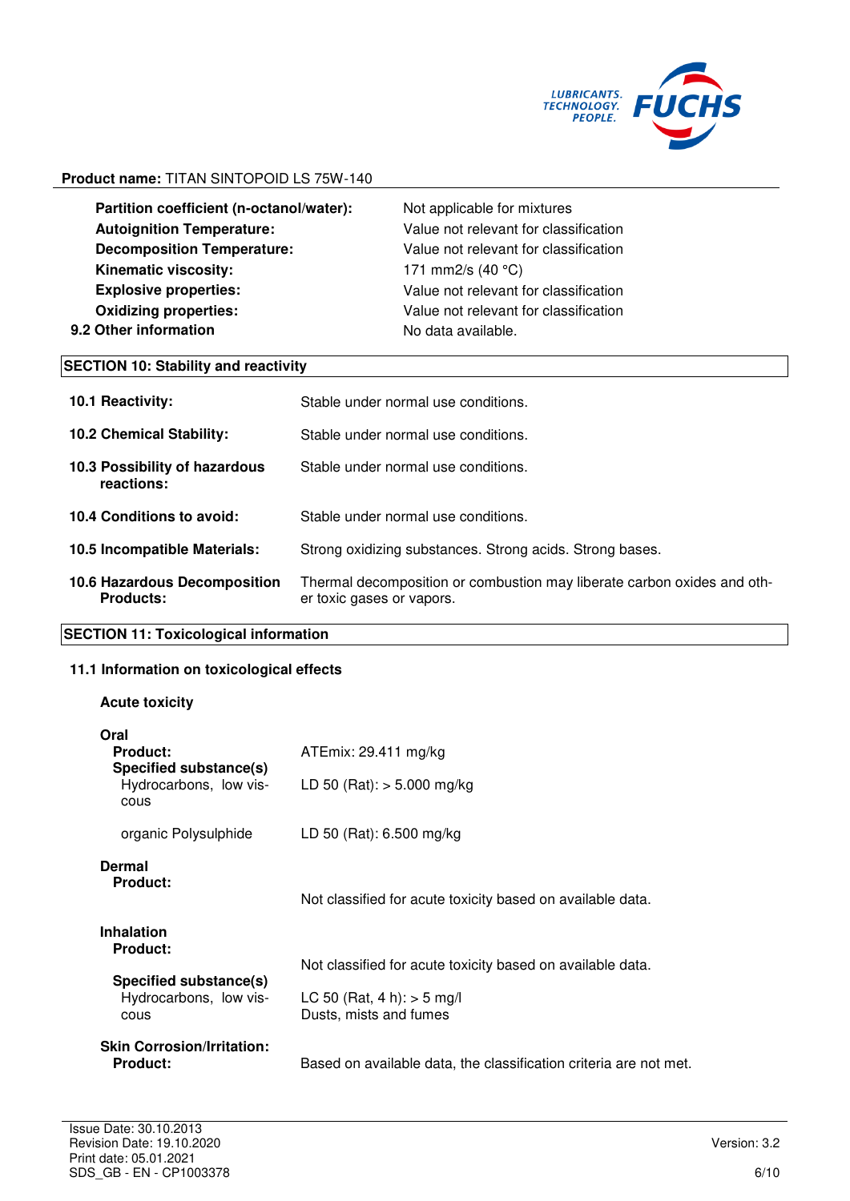**Product name:** TITAN SINTOPOID LS 75W-140

| | |
|---|---|
| **Partition coefficient (n-octanol/water):** | Not applicable for mixtures |
| **Autoignition Temperature:** | Value not relevant for classification |
| **Decomposition Temperature:** | Value not relevant for classification |
| **Kinematic viscosity:** | 171 mm2/s (40 °C) |
| **Explosive properties:** | Value not relevant for classification |
| **Oxidizing properties:** | Value not relevant for classification |
| **9.2 Other information** | No data available. |

## SECTION 10: Stability and reactivity

| | |
|---|---|
| **10.1 Reactivity:** | Stable under normal use conditions. |
| **10.2 Chemical Stability:** | Stable under normal use conditions. |
| **10.3 Possibility of hazardous reactions:** | Stable under normal use conditions. |
| **10.4 Conditions to avoid:** | Stable under normal use conditions. |
| **10.5 Incompatible Materials:** | Strong oxidizing substances. Strong acids. Strong bases. |
| **10.6 Hazardous Decomposition Products:** | Thermal decomposition or combustion may liberate carbon oxides and other toxic gases or vapors. |

## SECTION 11: Toxicological information

### 11.1 Information on toxicological effects

**Acute toxicity**

**Oral**

| | |
|---|---|
| **Product:** | ATEmix: 29.411 mg/kg |
| **Specified substance(s)** | |
| Hydrocarbons, low viscous | LD 50 (Rat): > 5.000 mg/kg |
| organic Polysulphide | LD 50 (Rat): 6.500 mg/kg |

**Dermal**

| | |
|---|---|
| **Product:** | Not classified for acute toxicity based on available data. |

**Inhalation**

| | |
|---|---|
| **Product:** | Not classified for acute toxicity based on available data. |
| **Specified substance(s)** | |
| Hydrocarbons, low viscous | LC 50 (Rat, 4 h): > 5 mg/l<br>Dusts, mists and fumes |

**Skin Corrosion/Irritation:**

| | |
|---|---|
| **Product:** | Based on available data, the classification criteria are not met. |

Issue Date: 30.10.2013
Revision Date: 19.10.2020
Print date: 05.01.2021
SDS_GB - EN - CP1003378

Version: 3.2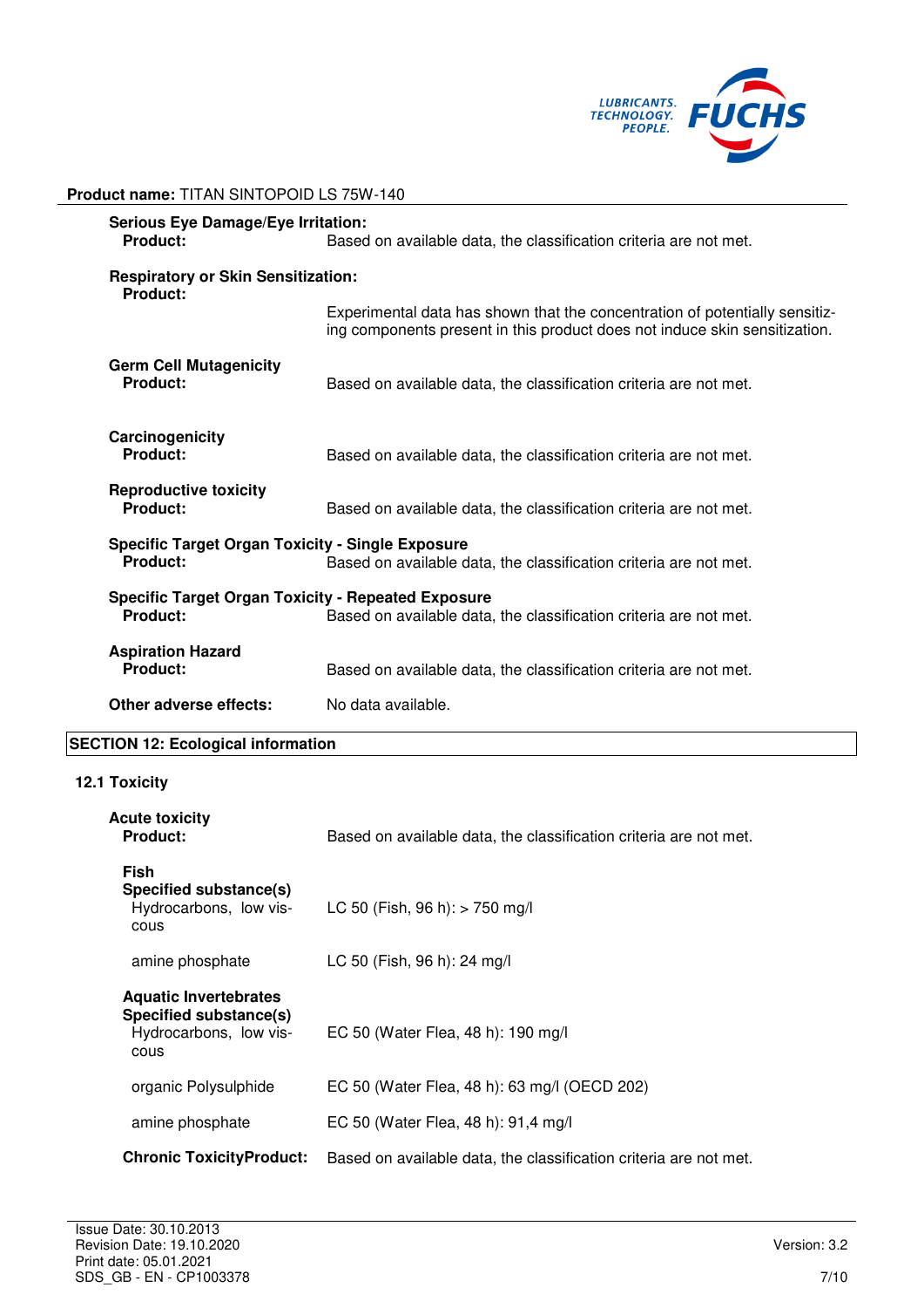**Product name:** TITAN SINTOPOID LS 75W-140

**Serious Eye Damage/Eye Irritation:**

**Product:** Based on available data, the classification criteria are not met.

**Respiratory or Skin Sensitization:**

**Product:** Experimental data has shown that the concentration of potentially sensitizing components present in this product does not induce skin sensitization.

**Germ Cell Mutagenicity**

**Product:** Based on available data, the classification criteria are not met.

**Carcinogenicity**

**Product:** Based on available data, the classification criteria are not met.

**Reproductive toxicity**

**Product:** Based on available data, the classification criteria are not met.

**Specific Target Organ Toxicity - Single Exposure**

**Product:** Based on available data, the classification criteria are not met.

**Specific Target Organ Toxicity - Repeated Exposure**

**Product:** Based on available data, the classification criteria are not met.

**Aspiration Hazard**

**Product:** Based on available data, the classification criteria are not met.

**Other adverse effects:** No data available.

## SECTION 12: Ecological information

### 12.1 Toxicity

**Acute toxicity**

**Product:** Based on available data, the classification criteria are not met.

**Fish**

**Specified substance(s)**

| | |
|---|---|
| Hydrocarbons, low viscous | LC 50 (Fish, 96 h): > 750 mg/l |
| amine phosphate | LC 50 (Fish, 96 h): 24 mg/l |

**Aquatic Invertebrates**

**Specified substance(s)**

| | |
|---|---|
| Hydrocarbons, low viscous | EC 50 (Water Flea, 48 h): 190 mg/l |
| organic Polysulphide | EC 50 (Water Flea, 48 h): 63 mg/l (OECD 202) |
| amine phosphate | EC 50 (Water Flea, 48 h): 91,4 mg/l |

**Chronic ToxicityProduct:** Based on available data, the classification criteria are not met.

Issue Date: 30.10.2013
Revision Date: 19.10.2020
Print date: 05.01.2021
SDS_GB - EN - CP1003378
Version: 3.2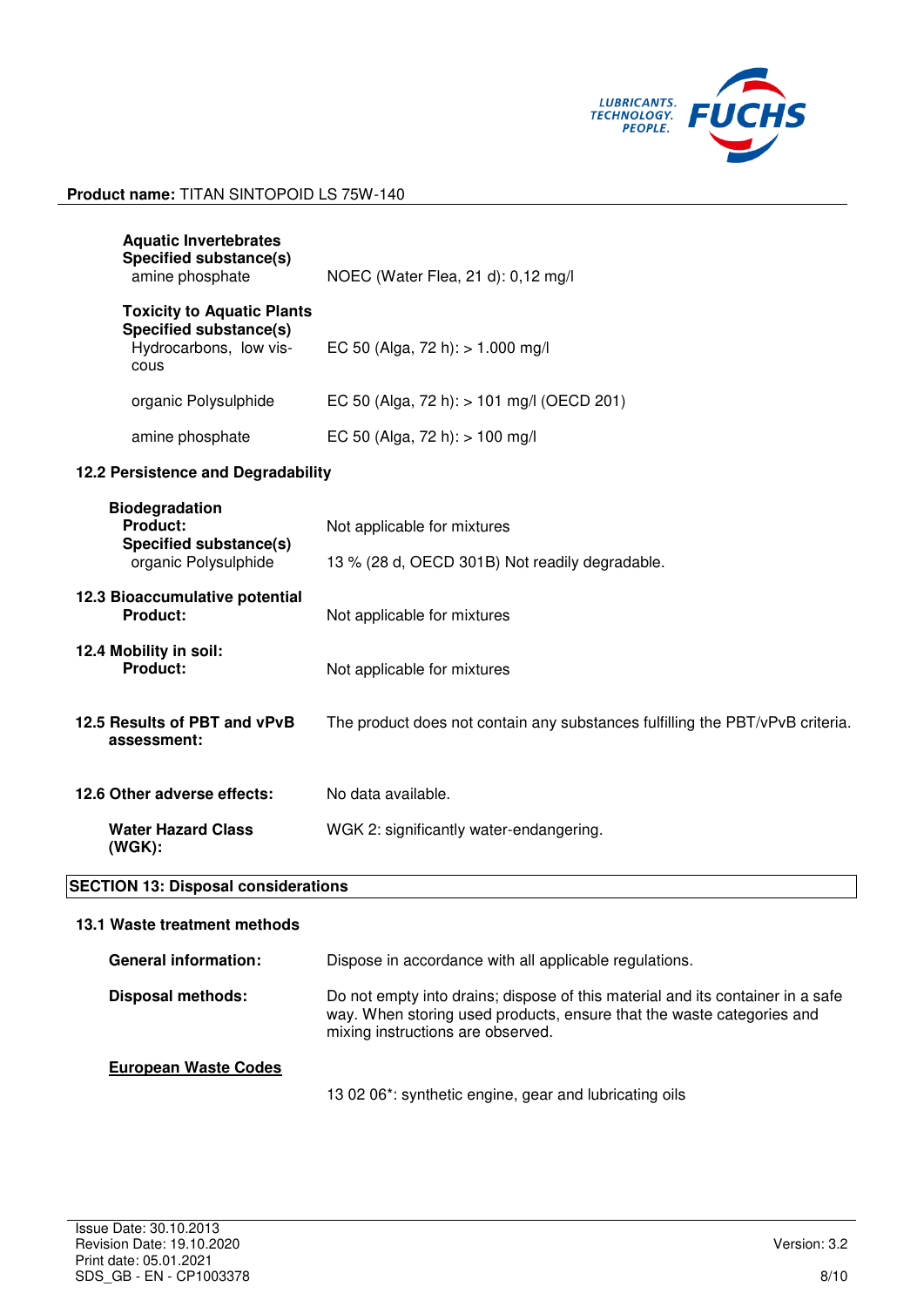**Aquatic Invertebrates**

**Specified substance(s)**

| | |
|---|---|
| amine phosphate | NOEC (Water Flea, 21 d): 0,12 mg/l |

**Toxicity to Aquatic Plants**

**Specified substance(s)**

| | |
|---|---|
| Hydrocarbons, low viscous | EC 50 (Alga, 72 h): > 1.000 mg/l |
| organic Polysulphide | EC 50 (Alga, 72 h): > 101 mg/l (OECD 201) |
| amine phosphate | EC 50 (Alga, 72 h): > 100 mg/l |

### 12.2 Persistence and Degradability

**Biodegradation**

| | |
|---|---|
| **Product:** | Not applicable for mixtures |
| **Specified substance(s)** organic Polysulphide | 13 % (28 d, OECD 301B) Not readily degradable. |

**12.3 Bioaccumulative potential**

| | |
|---|---|
| **Product:** | Not applicable for mixtures |

**12.4 Mobility in soil:**

| | |
|---|---|
| **Product:** | Not applicable for mixtures |

| | |
|---|---|
| **12.5 Results of PBT and vPvB assessment:** | The product does not contain any substances fulfilling the PBT/vPvB criteria. |
| **12.6 Other adverse effects:** | No data available. |
| **Water Hazard Class (WGK):** | WGK 2: significantly water-endangering. |

## SECTION 13: Disposal considerations

### 13.1 Waste treatment methods

| | |
|---|---|
| **General information:** | Dispose in accordance with all applicable regulations. |
| **Disposal methods:** | Do not empty into drains; dispose of this material and its container in a safe way. When storing used products, ensure that the waste categories and mixing instructions are observed. |

**European Waste Codes**

13 02 06*: synthetic engine, gear and lubricating oils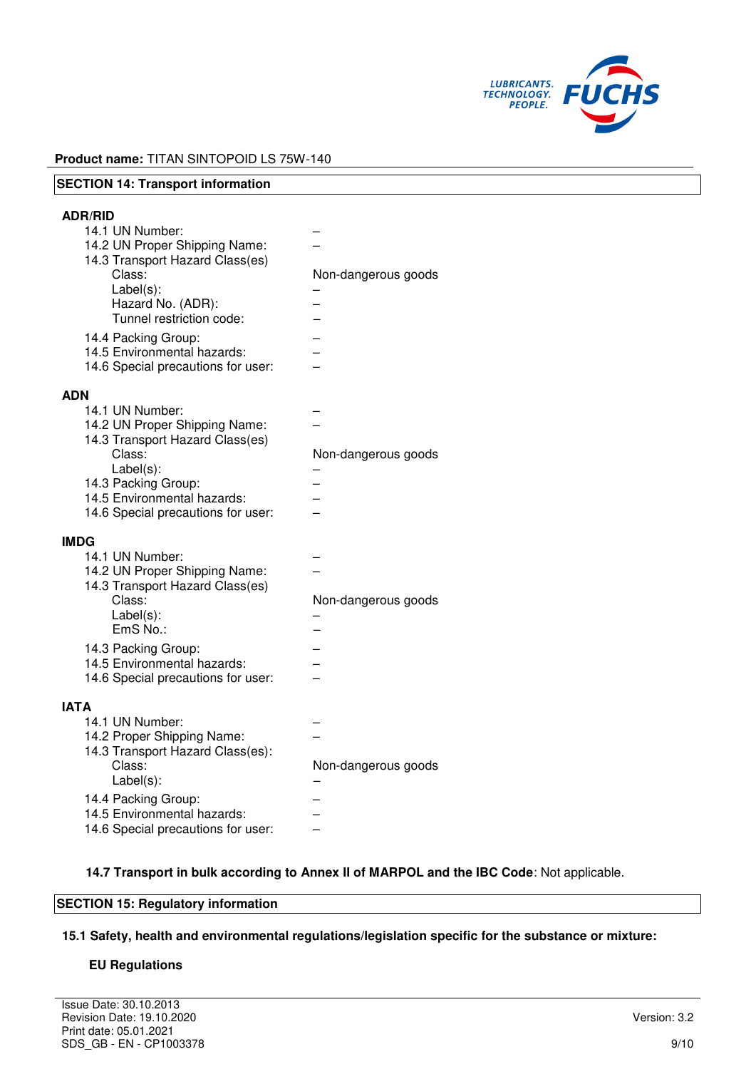**Product name:** TITAN SINTOPOID LS 75W-140

## SECTION 14: Transport information

**ADR/RID**

| | |
|---|---|
| 14.1 UN Number: | – |
| 14.2 UN Proper Shipping Name: | – |
| 14.3 Transport Hazard Class(es) | |
| Class: | Non-dangerous goods |
| Label(s): | – |
| Hazard No. (ADR): | – |
| Tunnel restriction code: | – |
| 14.4 Packing Group: | – |
| 14.5 Environmental hazards: | – |
| 14.6 Special precautions for user: | – |

**ADN**

| | |
|---|---|
| 14.1 UN Number: | – |
| 14.2 UN Proper Shipping Name: | – |
| 14.3 Transport Hazard Class(es) | |
| Class: | Non-dangerous goods |
| Label(s): | – |
| 14.3 Packing Group: | – |
| 14.5 Environmental hazards: | – |
| 14.6 Special precautions for user: | – |

**IMDG**

| | |
|---|---|
| 14.1 UN Number: | – |
| 14.2 UN Proper Shipping Name: | – |
| 14.3 Transport Hazard Class(es) | |
| Class: | Non-dangerous goods |
| Label(s): | – |
| EmS No.: | – |
| 14.3 Packing Group: | – |
| 14.5 Environmental hazards: | – |
| 14.6 Special precautions for user: | – |

**IATA**

| | |
|---|---|
| 14.1 UN Number: | – |
| 14.2 Proper Shipping Name: | – |
| 14.3 Transport Hazard Class(es): | |
| Class: | Non-dangerous goods |
| Label(s): | – |
| 14.4 Packing Group: | – |
| 14.5 Environmental hazards: | – |
| 14.6 Special precautions for user: | – |

**14.7 Transport in bulk according to Annex II of MARPOL and the IBC Code**: Not applicable.

## SECTION 15: Regulatory information

**15.1 Safety, health and environmental regulations/legislation specific for the substance or mixture:**

**EU Regulations**

Issue Date: 30.10.2013
Revision Date: 19.10.2020
Print date: 05.01.2021
SDS_GB - EN - CP1003378

Version: 3.2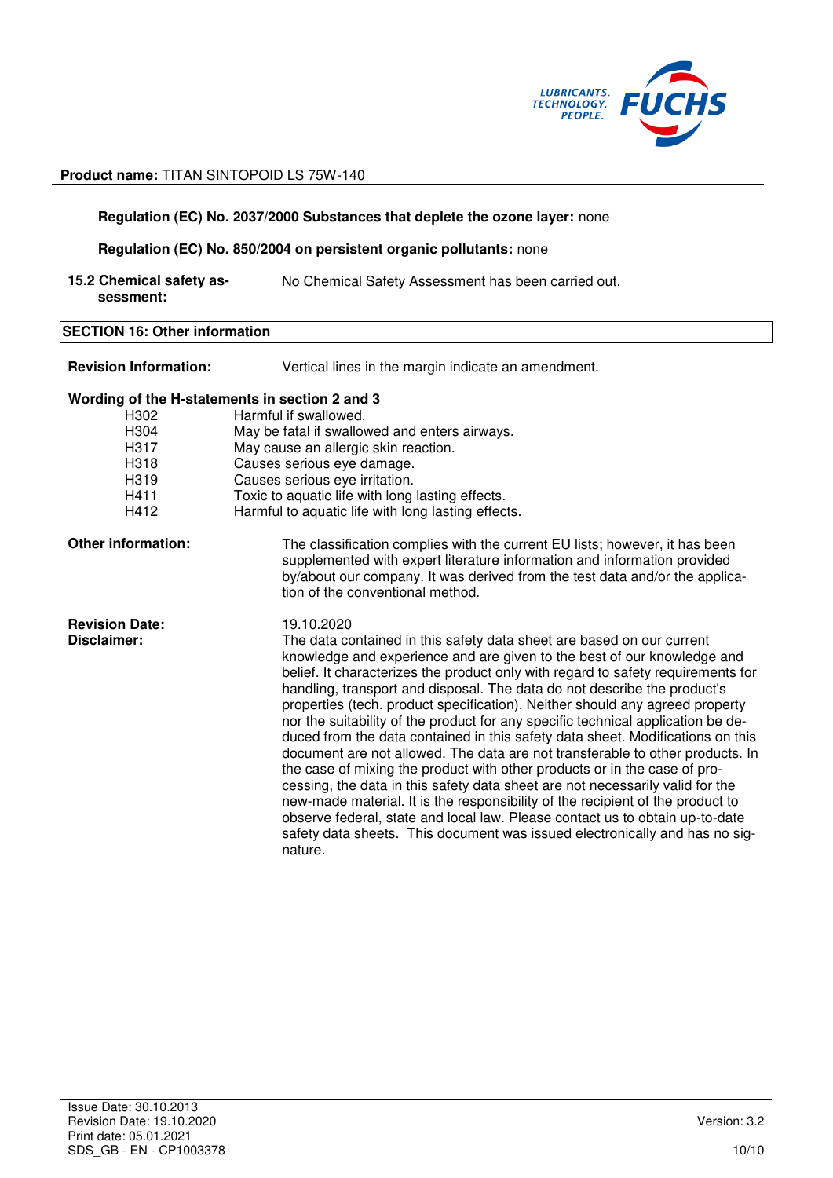**Regulation (EC) No. 2037/2000 Substances that deplete the ozone layer:** none

**Regulation (EC) No. 850/2004 on persistent organic pollutants:** none

**15.2 Chemical safety assessment:** No Chemical Safety Assessment has been carried out.

## SECTION 16: Other information

**Revision Information:** Vertical lines in the margin indicate an amendment.

**Wording of the H-statements in section 2 and 3**

| | |
|---|---|
| H302 | Harmful if swallowed. |
| H304 | May be fatal if swallowed and enters airways. |
| H317 | May cause an allergic skin reaction. |
| H318 | Causes serious eye damage. |
| H319 | Causes serious eye irritation. |
| H411 | Toxic to aquatic life with long lasting effects. |
| H412 | Harmful to aquatic life with long lasting effects. |

**Other information:** The classification complies with the current EU lists; however, it has been supplemented with expert literature information and information provided by/about our company. It was derived from the test data and/or the application of the conventional method.

**Revision Date:** 19.10.2020

**Disclaimer:** The data contained in this safety data sheet are based on our current knowledge and experience and are given to the best of our knowledge and belief. It characterizes the product only with regard to safety requirements for handling, transport and disposal. The data do not describe the product's properties (tech. product specification). Neither should any agreed property nor the suitability of the product for any specific technical application be deduced from the data contained in this safety data sheet. Modifications on this document are not allowed. The data are not transferable to other products. In the case of mixing the product with other products or in the case of processing, the data in this safety data sheet are not necessarily valid for the new-made material. It is the responsibility of the recipient of the product to observe federal, state and local law. Please contact us to obtain up-to-date safety data sheets. This document was issued electronically and has no signature.